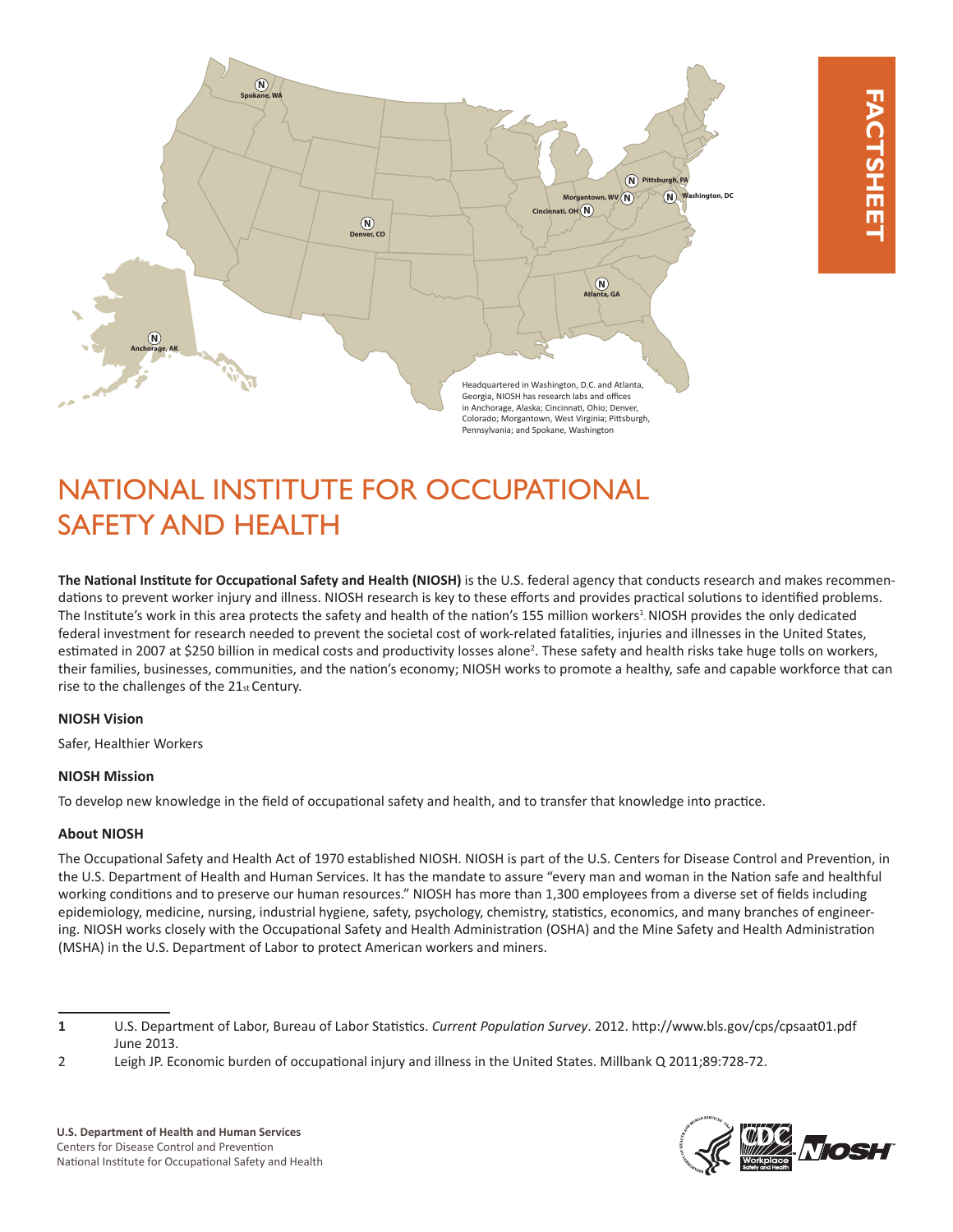FACTSHEET

Headquartered in Washington, D.C. and Atlanta, Georgia, NIOSH has research labs and offices in Anchorage, Alaska; Cincinnati, Ohio; Denver, Colorado; Morgantown, West Virginia; Pittsburgh, Pennsylvania; and Spokane, Washington

# NATIONAL INSTITUTE FOR OCCUPATIONAL SAFETY AND HEALTH

**The National Institute for Occupational Safety and Health (NIOSH)** is the U.S. federal agency that conducts research and makes recommendations to prevent worker injury and illness. NIOSH research is key to these efforts and provides practical solutions to identified problems. The Institute's work in this area protects the safety and health of the nation's 155 million workers[1]. NIOSH provides the only dedicated federal investment for research needed to prevent the societal cost of work-related fatalities, injuries and illnesses in the United States, estimated in 2007 at $250 billion in medical costs and productivity losses alone[2]. These safety and health risks take huge tolls on workers, their families, businesses, communities, and the nation's economy; NIOSH works to promote a healthy, safe and capable workforce that can rise to the challenges of the 21st Century.

### NIOSH Vision

Safer, Healthier Workers

### NIOSH Mission

To develop new knowledge in the field of occupational safety and health, and to transfer that knowledge into practice.

### About NIOSH

The Occupational Safety and Health Act of 1970 established NIOSH. NIOSH is part of the U.S. Centers for Disease Control and Prevention, in the U.S. Department of Health and Human Services. It has the mandate to assure "every man and woman in the Nation safe and healthful working conditions and to preserve our human resources." NIOSH has more than 1,300 employees from a diverse set of fields including epidemiology, medicine, nursing, industrial hygiene, safety, psychology, chemistry, statistics, economics, and many branches of engineering. NIOSH works closely with the Occupational Safety and Health Administration (OSHA) and the Mine Safety and Health Administration (MSHA) in the U.S. Department of Labor to protect American workers and miners.

---

1 U.S. Department of Labor, Bureau of Labor Statistics. *Current Population Survey*. 2012. http://www.bls.gov/cps/cpsaat01.pdf June 2013.

2 Leigh JP. Economic burden of occupational injury and illness in the United States. Millbank Q 2011;89:728-72.

**U.S. Department of Health and Human Services**
Centers for Disease Control and Prevention
National Institute for Occupational Safety and Health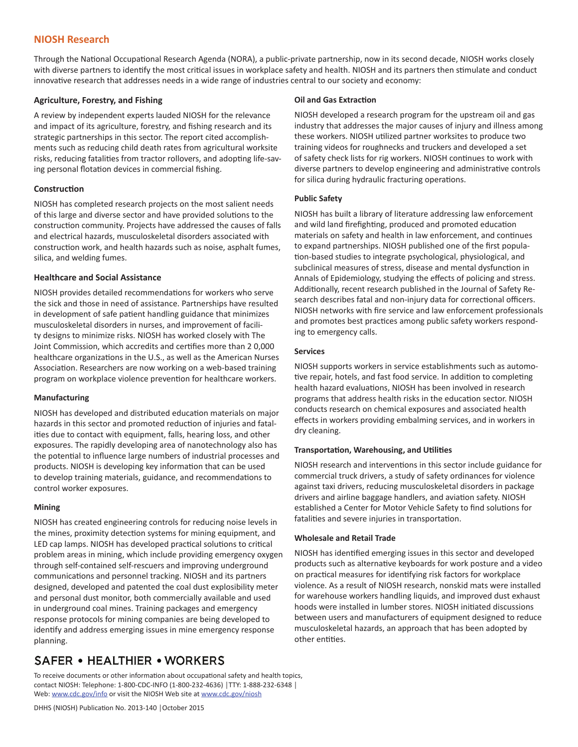## NIOSH Research

Through the National Occupational Research Agenda (NORA), a public-private partnership, now in its second decade, NIOSH works closely with diverse partners to identify the most critical issues in workplace safety and health. NIOSH and its partners then stimulate and conduct innovative research that addresses needs in a wide range of industries central to our society and economy:

### Agriculture, Forestry, and Fishing

A review by independent experts lauded NIOSH for the relevance and impact of its agriculture, forestry, and fishing research and its strategic partnerships in this sector. The report cited accomplishments such as reducing child death rates from agricultural worksite risks, reducing fatalities from tractor rollovers, and adopting life-saving personal flotation devices in commercial fishing.

### Construction

NIOSH has completed research projects on the most salient needs of this large and diverse sector and have provided solutions to the construction community. Projects have addressed the causes of falls and electrical hazards, musculoskeletal disorders associated with construction work, and health hazards such as noise, asphalt fumes, silica, and welding fumes.

### Healthcare and Social Assistance

NIOSH provides detailed recommendations for workers who serve the sick and those in need of assistance. Partnerships have resulted in development of safe patient handling guidance that minimizes musculoskeletal disorders in nurses, and improvement of facility designs to minimize risks. NIOSH has worked closely with The Joint Commission, which accredits and certifies more than 2 0,000 healthcare organizations in the U.S., as well as the American Nurses Association. Researchers are now working on a web-based training program on workplace violence prevention for healthcare workers.

### Manufacturing

NIOSH has developed and distributed education materials on major hazards in this sector and promoted reduction of injuries and fatalities due to contact with equipment, falls, hearing loss, and other exposures. The rapidly developing area of nanotechnology also has the potential to influence large numbers of industrial processes and products. NIOSH is developing key information that can be used to develop training materials, guidance, and recommendations to control worker exposures.

### Mining

NIOSH has created engineering controls for reducing noise levels in the mines, proximity detection systems for mining equipment, and LED cap lamps. NIOSH has developed practical solutions to critical problem areas in mining, which include providing emergency oxygen through self-contained self-rescuers and improving underground communications and personnel tracking. NIOSH and its partners designed, developed and patented the coal dust explosibility meter and personal dust monitor, both commercially available and used in underground coal mines. Training packages and emergency response protocols for mining companies are being developed to identify and address emerging issues in mine emergency response planning.

### Oil and Gas Extraction

NIOSH developed a research program for the upstream oil and gas industry that addresses the major causes of injury and illness among these workers. NIOSH utilized partner worksites to produce two training videos for roughnecks and truckers and developed a set of safety check lists for rig workers. NIOSH continues to work with diverse partners to develop engineering and administrative controls for silica during hydraulic fracturing operations.

### Public Safety

NIOSH has built a library of literature addressing law enforcement and wild land firefighting, produced and promoted education materials on safety and health in law enforcement, and continues to expand partnerships. NIOSH published one of the first population-based studies to integrate psychological, physiological, and subclinical measures of stress, disease and mental dysfunction in Annals of Epidemiology, studying the effects of policing and stress. Additionally, recent research published in the Journal of Safety Research describes fatal and non-injury data for correctional officers. NIOSH networks with fire service and law enforcement professionals and promotes best practices among public safety workers responding to emergency calls.

### Services

NIOSH supports workers in service establishments such as automotive repair, hotels, and fast food service. In addition to completing health hazard evaluations, NIOSH has been involved in research programs that address health risks in the education sector. NIOSH conducts research on chemical exposures and associated health effects in workers providing embalming services, and in workers in dry cleaning.

### Transportation, Warehousing, and Utilities

NIOSH research and interventions in this sector include guidance for commercial truck drivers, a study of safety ordinances for violence against taxi drivers, reducing musculoskeletal disorders in package drivers and airline baggage handlers, and aviation safety. NIOSH established a Center for Motor Vehicle Safety to find solutions for fatalities and severe injuries in transportation.

### Wholesale and Retail Trade

NIOSH has identified emerging issues in this sector and developed products such as alternative keyboards for work posture and a video on practical measures for identifying risk factors for workplace violence. As a result of NIOSH research, nonskid mats were installed for warehouse workers handling liquids, and improved dust exhaust hoods were installed in lumber stores. NIOSH initiated discussions between users and manufacturers of equipment designed to reduce musculoskeletal hazards, an approach that has been adopted by other entities.

## SAFER • HEALTHIER • WORKERS

To receive documents or other information about occupational safety and health topics, contact NIOSH: Telephone: 1-800-CDC-INFO (1-800-232-4636) | TTY: 1-888-232-6348 | Web: www.cdc.gov/info or visit the NIOSH Web site at www.cdc.gov/niosh

DHHS (NIOSH) Publication No. 2013-140 | October 2015